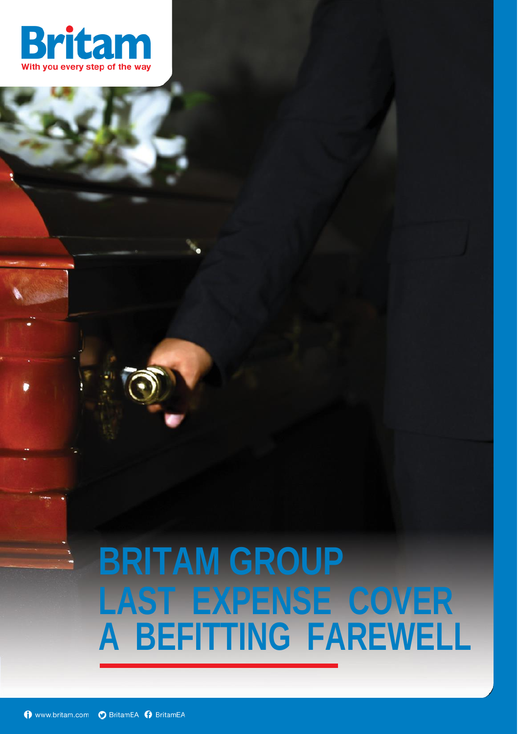Britam

With you every step of the way

# BRITAM GROUP LAST EXPENSE COVER

## A BEFITTING FAREWELL

www.britam.com BritamEA BritamEA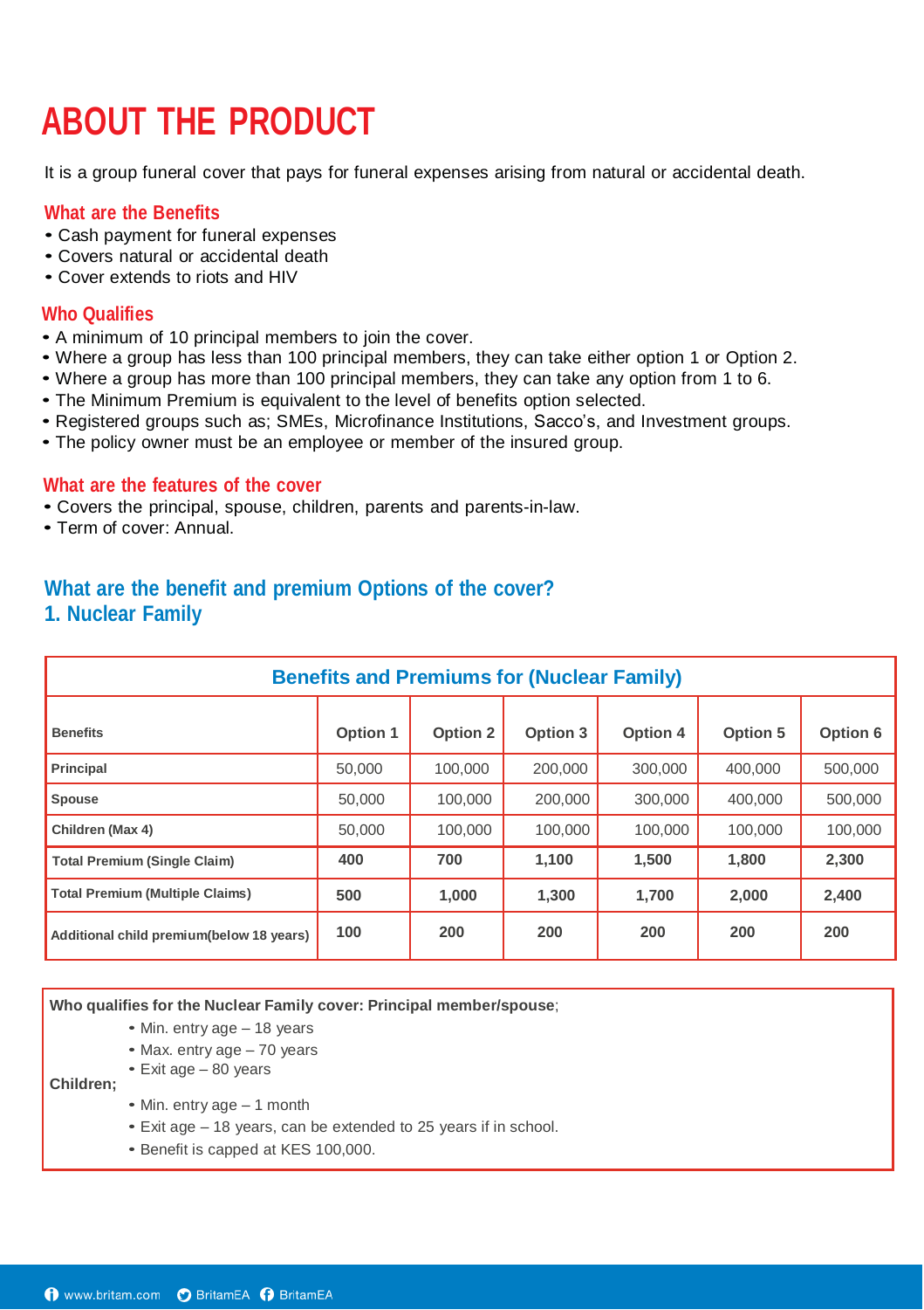# ABOUT THE PRODUCT

It is a group funeral cover that pays for funeral expenses arising from natural or accidental death.

## What are the Benefits

- Cash payment for funeral expenses
- Covers natural or accidental death
- Cover extends to riots and HIV

## Who Qualifies

- A minimum of 10 principal members to join the cover.
- Where a group has less than 100 principal members, they can take either option 1 or Option 2.
- Where a group has more than 100 principal members, they can take any option from 1 to 6.
- The Minimum Premium is equivalent to the level of benefits option selected.
- Registered groups such as; SMEs, Microfinance Institutions, Sacco's, and Investment groups.
- The policy owner must be an employee or member of the insured group.

## What are the features of the cover

- Covers the principal, spouse, children, parents and parents-in-law.
- Term of cover: Annual.

## What are the benefit and premium Options of the cover?

## 1. Nuclear Family

**Benefits and Premiums for (Nuclear Family)**

| Benefits | Option 1 | Option 2 | Option 3 | Option 4 | Option 5 | Option 6 |
|---|---|---|---|---|---|---|
| **Principal** | 50,000 | 100,000 | 200,000 | 300,000 | 400,000 | 500,000 |
| **Spouse** | 50,000 | 100,000 | 200,000 | 300,000 | 400,000 | 500,000 |
| **Children (Max 4)** | 50,000 | 100,000 | 100,000 | 100,000 | 100,000 | 100,000 |
| **Total Premium (Single Claim)** | **400** | **700** | **1,100** | **1,500** | **1,800** | **2,300** |
| **Total Premium (Multiple Claims)** | **500** | **1,000** | **1,300** | **1,700** | **2,000** | **2,400** |
| **Additional child premium(below 18 years)** | **100** | **200** | **200** | **200** | **200** | **200** |

**Who qualifies for the Nuclear Family cover: Principal member/spouse**;

- Min. entry age – 18 years
- Max. entry age – 70 years
- Exit age – 80 years

**Children;**

- Min. entry age – 1 month
- Exit age – 18 years, can be extended to 25 years if in school.
- Benefit is capped at KES 100,000.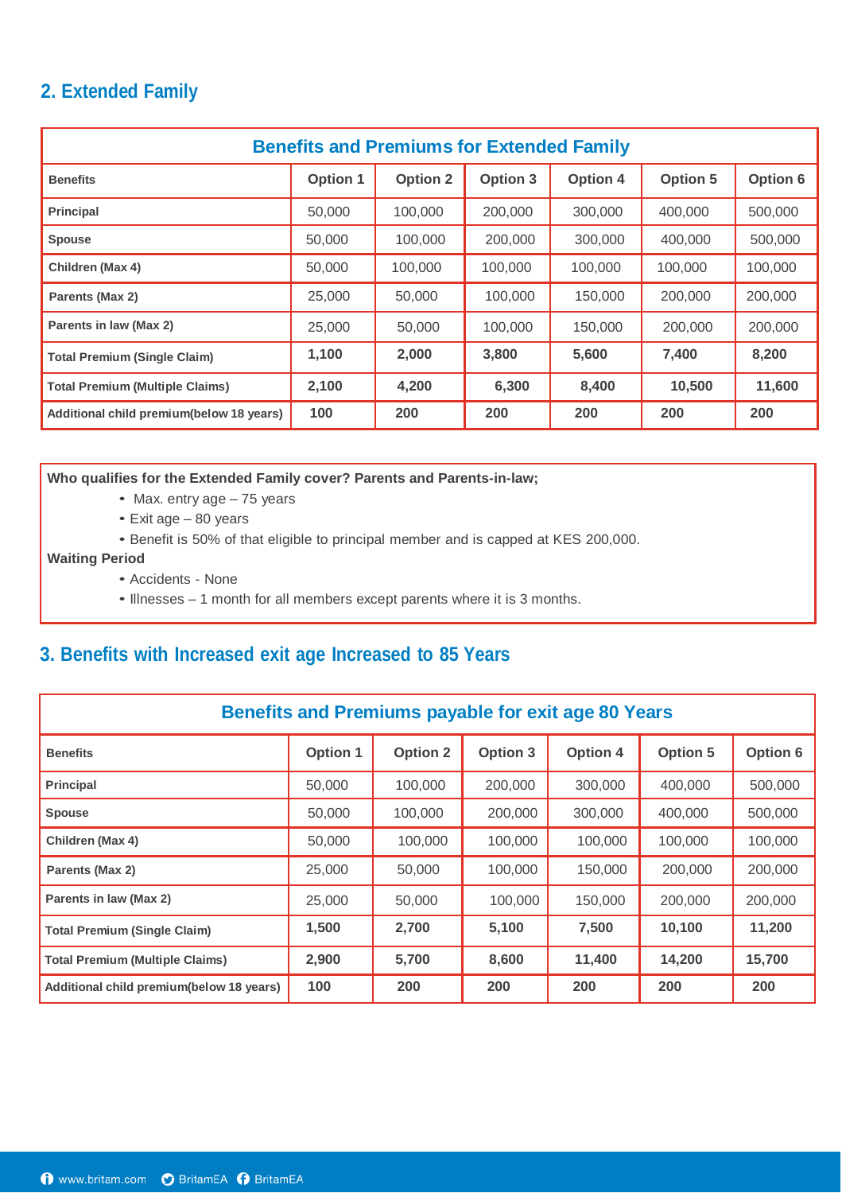## 2. Extended Family

| Benefits and Premiums for Extended Family | | | | | | |
|---|---|---|---|---|---|---|
| **Benefits** | **Option 1** | **Option 2** | **Option 3** | **Option 4** | **Option 5** | **Option 6** |
| **Principal** | 50,000 | 100,000 | 200,000 | 300,000 | 400,000 | 500,000 |
| **Spouse** | 50,000 | 100,000 | 200,000 | 300,000 | 400,000 | 500,000 |
| **Children (Max 4)** | 50,000 | 100,000 | 100,000 | 100,000 | 100,000 | 100,000 |
| **Parents (Max 2)** | 25,000 | 50,000 | 100,000 | 150,000 | 200,000 | 200,000 |
| **Parents in law (Max 2)** | 25,000 | 50,000 | 100,000 | 150,000 | 200,000 | 200,000 |
| **Total Premium (Single Claim)** | **1,100** | **2,000** | **3,800** | **5,600** | **7,400** | **8,200** |
| **Total Premium (Multiple Claims)** | **2,100** | **4,200** | **6,300** | **8,400** | **10,500** | **11,600** |
| **Additional child premium(below 18 years)** | **100** | **200** | **200** | **200** | **200** | **200** |

**Who qualifies for the Extended Family cover? Parents and Parents-in-law;**

- Max. entry age – 75 years
- Exit age – 80 years
- Benefit is 50% of that eligible to principal member and is capped at KES 200,000.

**Waiting Period**

- Accidents - None
- Illnesses – 1 month for all members except parents where it is 3 months.

## 3. Benefits with Increased exit age Increased to 85 Years

| Benefits and Premiums payable for exit age 80 Years | | | | | | |
|---|---|---|---|---|---|---|
| **Benefits** | **Option 1** | **Option 2** | **Option 3** | **Option 4** | **Option 5** | **Option 6** |
| **Principal** | 50,000 | 100,000 | 200,000 | 300,000 | 400,000 | 500,000 |
| **Spouse** | 50,000 | 100,000 | 200,000 | 300,000 | 400,000 | 500,000 |
| **Children (Max 4)** | 50,000 | 100,000 | 100,000 | 100,000 | 100,000 | 100,000 |
| **Parents (Max 2)** | 25,000 | 50,000 | 100,000 | 150,000 | 200,000 | 200,000 |
| **Parents in law (Max 2)** | 25,000 | 50,000 | 100,000 | 150,000 | 200,000 | 200,000 |
| **Total Premium (Single Claim)** | **1,500** | **2,700** | **5,100** | **7,500** | **10,100** | **11,200** |
| **Total Premium (Multiple Claims)** | **2,900** | **5,700** | **8,600** | **11,400** | **14,200** | **15,700** |
| **Additional child premium(below 18 years)** | **100** | **200** | **200** | **200** | **200** | **200** |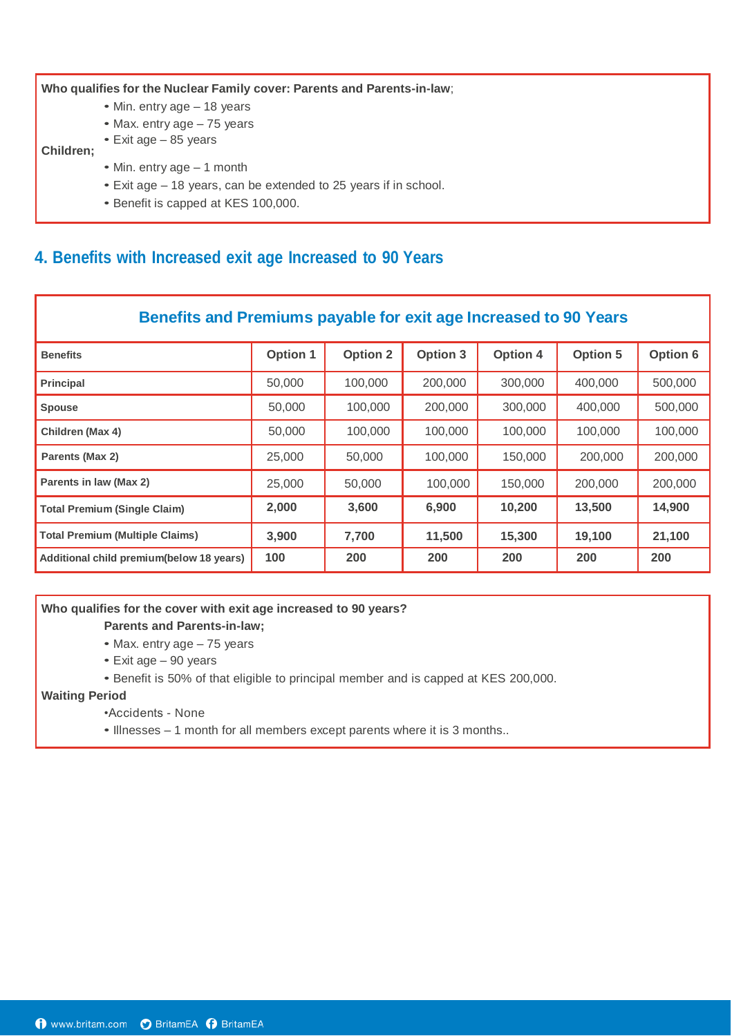**Who qualifies for the Nuclear Family cover: Parents and Parents-in-law**;

- Min. entry age – 18 years
- Max. entry age – 75 years
- Exit age – 85 years

**Children;**

- Min. entry age – 1 month
- Exit age – 18 years, can be extended to 25 years if in school.
- Benefit is capped at KES 100,000.

## 4. Benefits with Increased exit age Increased to 90 Years

### Benefits and Premiums payable for exit age Increased to 90 Years

| Benefits | Option 1 | Option 2 | Option 3 | Option 4 | Option 5 | Option 6 |
|---|---|---|---|---|---|---|
| Principal | 50,000 | 100,000 | 200,000 | 300,000 | 400,000 | 500,000 |
| Spouse | 50,000 | 100,000 | 200,000 | 300,000 | 400,000 | 500,000 |
| Children (Max 4) | 50,000 | 100,000 | 100,000 | 100,000 | 100,000 | 100,000 |
| Parents (Max 2) | 25,000 | 50,000 | 100,000 | 150,000 | 200,000 | 200,000 |
| Parents in law (Max 2) | 25,000 | 50,000 | 100,000 | 150,000 | 200,000 | 200,000 |
| Total Premium (Single Claim) | **2,000** | **3,600** | **6,900** | **10,200** | **13,500** | **14,900** |
| Total Premium (Multiple Claims) | **3,900** | **7,700** | **11,500** | **15,300** | **19,100** | **21,100** |
| Additional child premium(below 18 years) | **100** | **200** | **200** | **200** | **200** | **200** |

**Who qualifies for the cover with exit age increased to 90 years?**

**Parents and Parents-in-law;**

- Max. entry age – 75 years
- Exit age – 90 years
- Benefit is 50% of that eligible to principal member and is capped at KES 200,000.

**Waiting Period**

- Accidents - None
- Illnesses – 1 month for all members except parents where it is 3 months..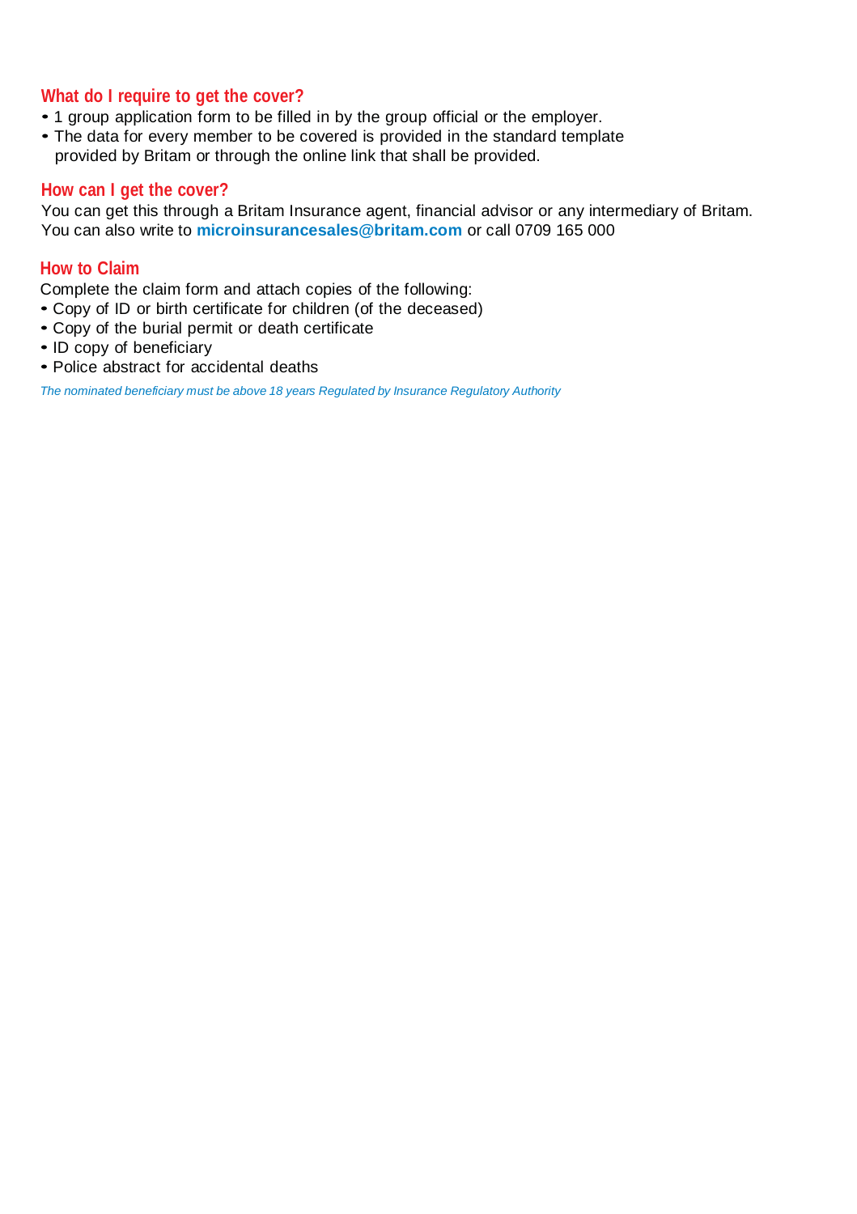## What do I require to get the cover?

- 1 group application form to be filled in by the group official or the employer.
- The data for every member to be covered is provided in the standard template provided by Britam or through the online link that shall be provided.

## How can I get the cover?

You can get this through a Britam Insurance agent, financial advisor or any intermediary of Britam. You can also write to **microinsurancesales@britam.com** or call 0709 165 000

## How to Claim

Complete the claim form and attach copies of the following:

- Copy of ID or birth certificate for children (of the deceased)
- Copy of the burial permit or death certificate
- ID copy of beneficiary
- Police abstract for accidental deaths

*The nominated beneficiary must be above 18 years Regulated by Insurance Regulatory Authority*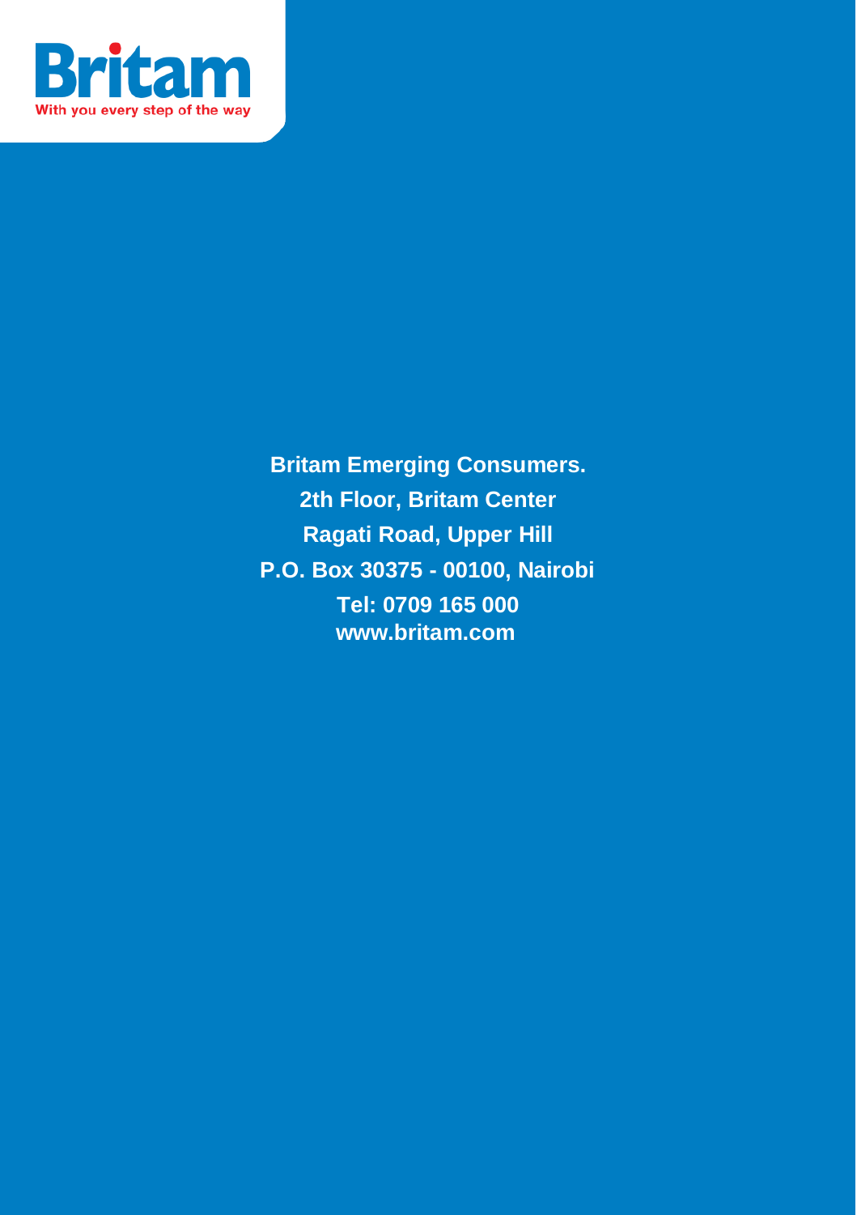Britam

With you every step of the way

**Britam Emerging Consumers.**
**2th Floor, Britam Center**
**Ragati Road, Upper Hill**
**P.O. Box 30375 - 00100, Nairobi**
**Tel: 0709 165 000**
**www.britam.com**